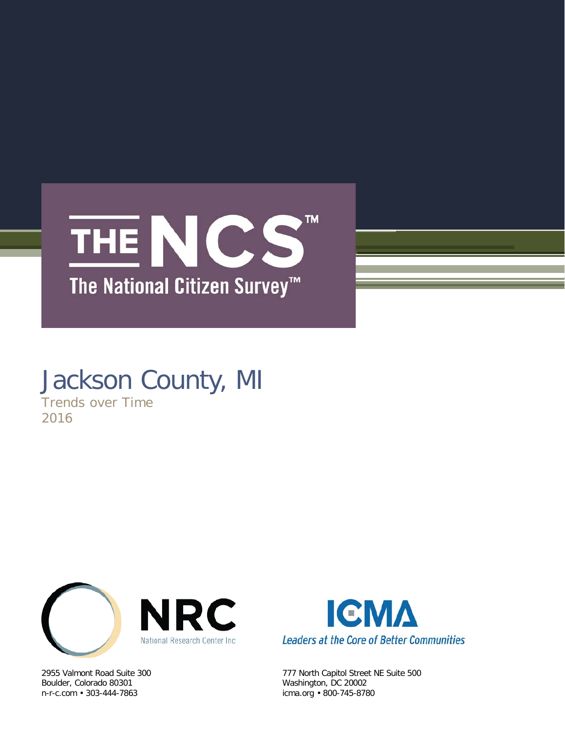# THE NCS™

## The National Citizen Survey™

# Jackson County, MI

Trends over Time

2016

NRC

National Research Center Inc

2955 Valmont Road Suite 300
Boulder, Colorado 80301
n-r-c.com • 303-444-7863

ICMA

*Leaders at the Core of Better Communities*

777 North Capitol Street NE Suite 500
Washington, DC 20002
icma.org • 800-745-8780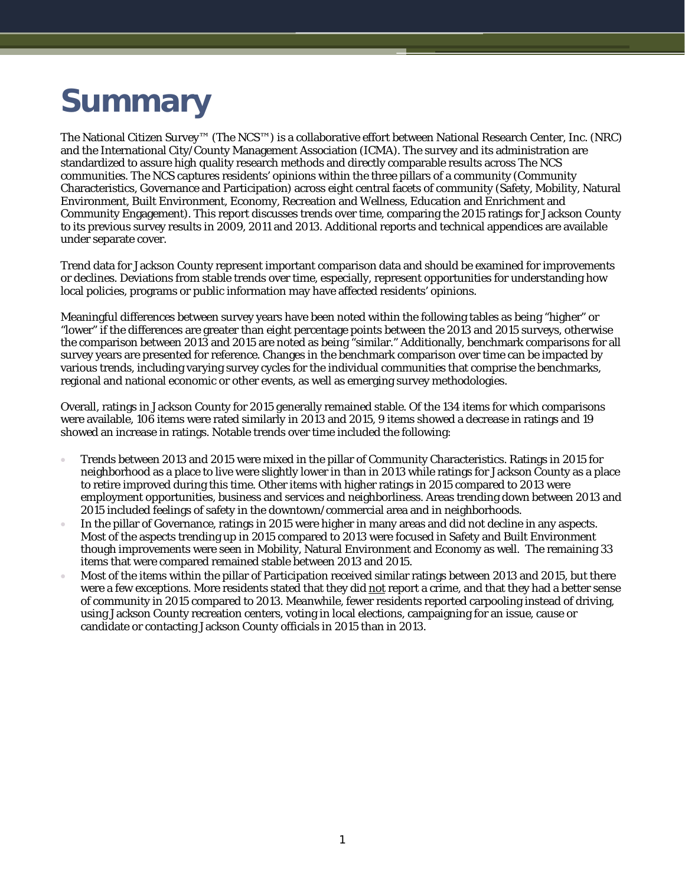# Summary

The National Citizen Survey™ (The NCS™) is a collaborative effort between National Research Center, Inc. (NRC) and the International City/County Management Association (ICMA). The survey and its administration are standardized to assure high quality research methods and directly comparable results across The NCS communities. The NCS captures residents' opinions within the three pillars of a community (Community Characteristics, Governance and Participation) across eight central facets of community (Safety, Mobility, Natural Environment, Built Environment, Economy, Recreation and Wellness, Education and Enrichment and Community Engagement). This report discusses trends over time, comparing the 2015 ratings for Jackson County to its previous survey results in 2009, 2011 and 2013. Additional reports and technical appendices are available under separate cover.

Trend data for Jackson County represent important comparison data and should be examined for improvements or declines. Deviations from stable trends over time, especially, represent opportunities for understanding how local policies, programs or public information may have affected residents' opinions.

Meaningful differences between survey years have been noted within the following tables as being "higher" or "lower" if the differences are greater than eight percentage points between the 2013 and 2015 surveys, otherwise the comparison between 2013 and 2015 are noted as being "similar." Additionally, benchmark comparisons for all survey years are presented for reference. Changes in the benchmark comparison over time can be impacted by various trends, including varying survey cycles for the individual communities that comprise the benchmarks, regional and national economic or other events, as well as emerging survey methodologies.

Overall, ratings in Jackson County for 2015 generally remained stable. Of the 134 items for which comparisons were available, 106 items were rated similarly in 2013 and 2015, 9 items showed a decrease in ratings and 19 showed an increase in ratings. Notable trends over time included the following:

- Trends between 2013 and 2015 were mixed in the pillar of Community Characteristics. Ratings in 2015 for neighborhood as a place to live were slightly lower in than in 2013 while ratings for Jackson County as a place to retire improved during this time. Other items with higher ratings in 2015 compared to 2013 were employment opportunities, business and services and neighborliness. Areas trending down between 2013 and 2015 included feelings of safety in the downtown/commercial area and in neighborhoods.
- In the pillar of Governance, ratings in 2015 were higher in many areas and did not decline in any aspects. Most of the aspects trending up in 2015 compared to 2013 were focused in Safety and Built Environment though improvements were seen in Mobility, Natural Environment and Economy as well. The remaining 33 items that were compared remained stable between 2013 and 2015.
- Most of the items within the pillar of Participation received similar ratings between 2013 and 2015, but there were a few exceptions. More residents stated that they did not report a crime, and that they had a better sense of community in 2015 compared to 2013. Meanwhile, fewer residents reported carpooling instead of driving, using Jackson County recreation centers, voting in local elections, campaigning for an issue, cause or candidate or contacting Jackson County officials in 2015 than in 2013.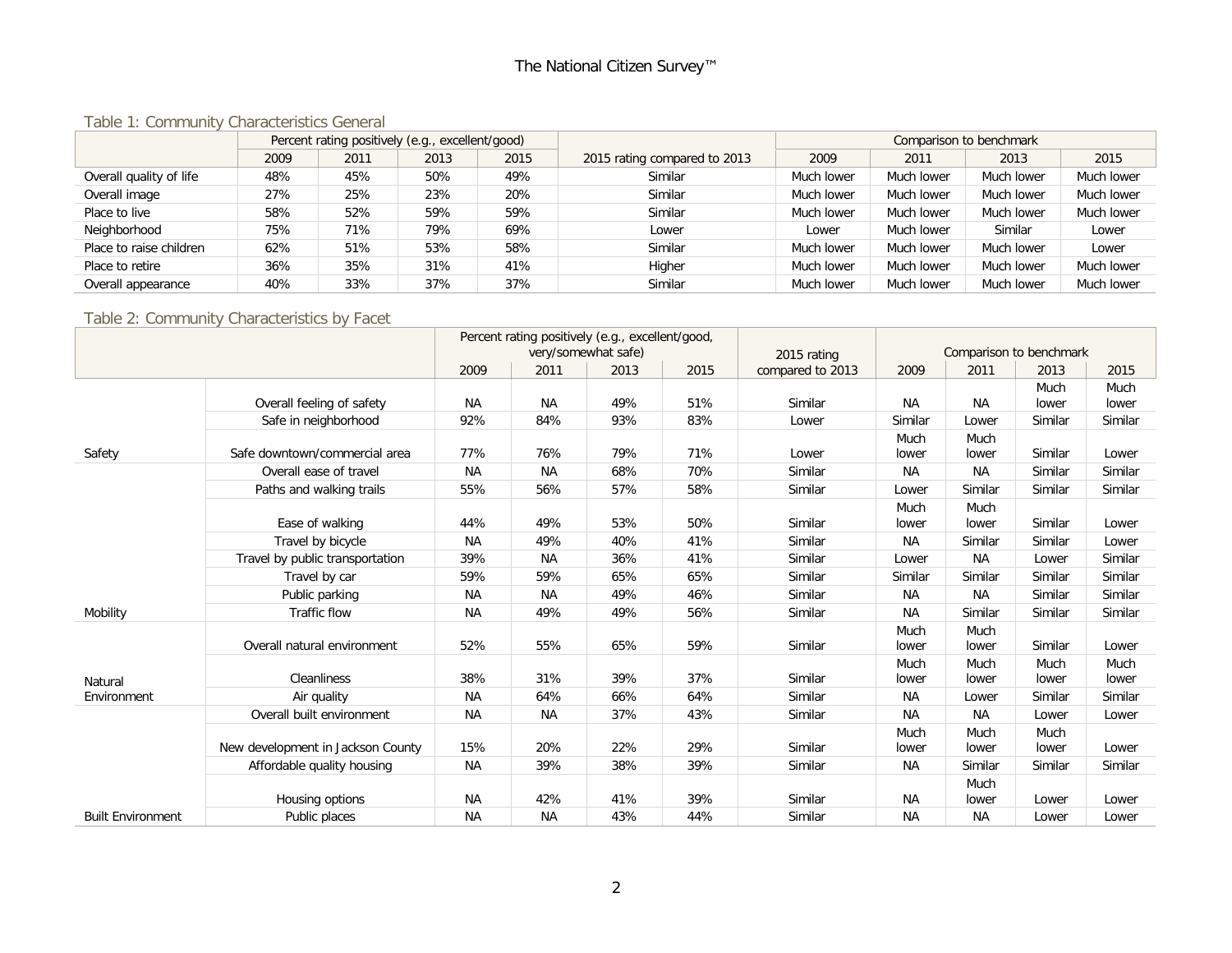## Table 1: Community Characteristics General

| | Percent rating positively (e.g., excellent/good) | | | | 2015 rating compared to 2013 | Comparison to benchmark | | | |
|---|---|---|---|---|---|---|---|---|---|
| | 2009 | 2011 | 2013 | 2015 | | 2009 | 2011 | 2013 | 2015 |
| Overall quality of life | 48% | 45% | 50% | 49% | Similar | Much lower | Much lower | Much lower | Much lower |
| Overall image | 27% | 25% | 23% | 20% | Similar | Much lower | Much lower | Much lower | Much lower |
| Place to live | 58% | 52% | 59% | 59% | Similar | Much lower | Much lower | Much lower | Much lower |
| Neighborhood | 75% | 71% | 79% | 69% | Lower | Lower | Much lower | Similar | Lower |
| Place to raise children | 62% | 51% | 53% | 58% | Similar | Much lower | Much lower | Much lower | Lower |
| Place to retire | 36% | 35% | 31% | 41% | Higher | Much lower | Much lower | Much lower | Much lower |
| Overall appearance | 40% | 33% | 37% | 37% | Similar | Much lower | Much lower | Much lower | Much lower |

## Table 2: Community Characteristics by Facet

| | | Percent rating positively (e.g., excellent/good, very/somewhat safe) | | | | 2015 rating compared to 2013 | Comparison to benchmark | | | |
|---|---|---|---|---|---|---|---|---|---|---|
| | | 2009 | 2011 | 2013 | 2015 | | 2009 | 2011 | 2013 | 2015 |
| Safety | Overall feeling of safety | NA | NA | 49% | 51% | Similar | NA | NA | Much lower | Much lower |
| | Safe in neighborhood | 92% | 84% | 93% | 83% | Lower | Similar | Lower | Similar | Similar |
| | Safe downtown/commercial area | 77% | 76% | 79% | 71% | Lower | Much lower | Much lower | Similar | Lower |
| Mobility | Overall ease of travel | NA | NA | 68% | 70% | Similar | NA | NA | Similar | Similar |
| | Paths and walking trails | 55% | 56% | 57% | 58% | Similar | Lower | Similar | Similar | Similar |
| | Ease of walking | 44% | 49% | 53% | 50% | Similar | Much lower | Much lower | Similar | Lower |
| | Travel by bicycle | NA | 49% | 40% | 41% | Similar | NA | Similar | Similar | Lower |
| | Travel by public transportation | 39% | NA | 36% | 41% | Similar | Lower | NA | Lower | Similar |
| | Travel by car | 59% | 59% | 65% | 65% | Similar | Similar | Similar | Similar | Similar |
| | Public parking | NA | NA | 49% | 46% | Similar | NA | NA | Similar | Similar |
| | Traffic flow | NA | 49% | 49% | 56% | Similar | NA | Similar | Similar | Similar |
| Natural Environment | Overall natural environment | 52% | 55% | 65% | 59% | Similar | Much lower | Much lower | Similar | Lower |
| | Cleanliness | 38% | 31% | 39% | 37% | Similar | Much lower | Much lower | Much lower | Much lower |
| | Air quality | NA | 64% | 66% | 64% | Similar | NA | Lower | Similar | Similar |
| Built Environment | Overall built environment | NA | NA | 37% | 43% | Similar | NA | NA | Lower | Lower |
| | New development in Jackson County | 15% | 20% | 22% | 29% | Similar | Much lower | Much lower | Much lower | Lower |
| | Affordable quality housing | NA | 39% | 38% | 39% | Similar | NA | Similar | Similar | Similar |
| | Housing options | NA | 42% | 41% | 39% | Similar | NA | Much lower | Lower | Lower |
| | Public places | NA | NA | 43% | 44% | Similar | NA | NA | Lower | Lower |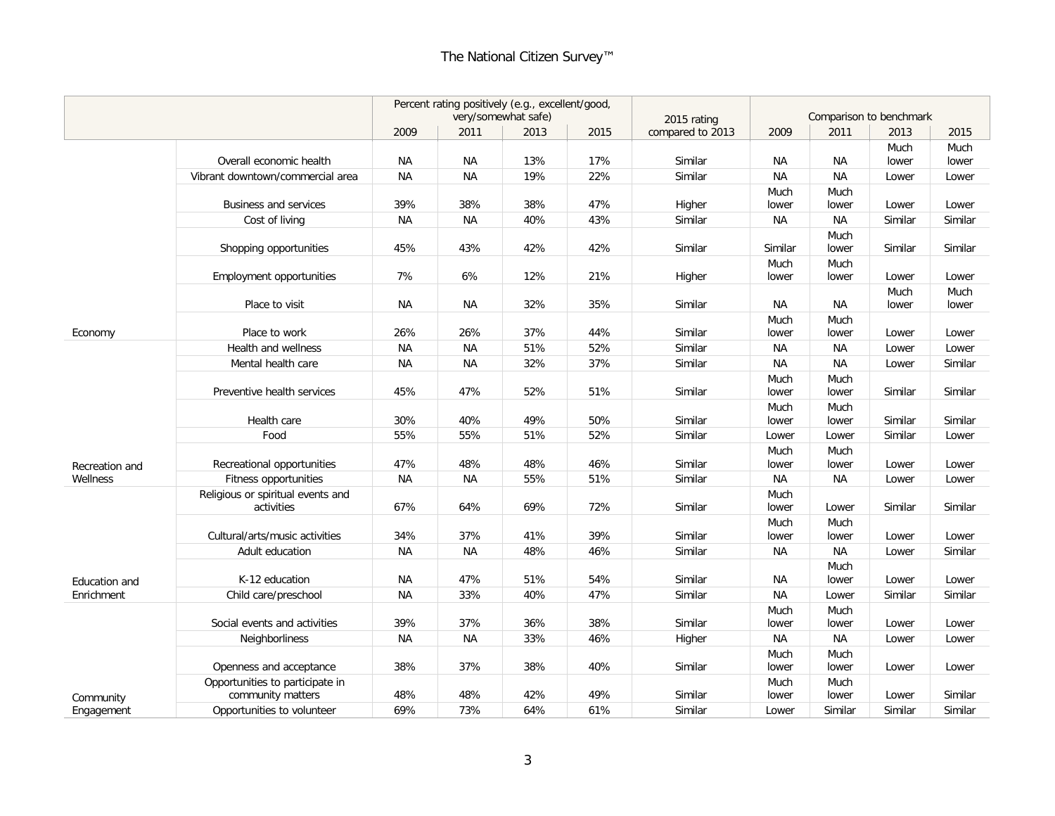| | | Percent rating positively (e.g., excellent/good, very/somewhat safe) | | | | 2015 rating compared to 2013 | Comparison to benchmark | | | |
|---|---|---|---|---|---|---|---|---|---|---|
| | | 2009 | 2011 | 2013 | 2015 | | 2009 | 2011 | 2013 | 2015 |
| Economy | Overall economic health | NA | NA | 13% | 17% | Similar | NA | NA | Much lower | Much lower |
| | Vibrant downtown/commercial area | NA | NA | 19% | 22% | Similar | NA | NA | Lower | Lower |
| | Business and services | 39% | 38% | 38% | 47% | Higher | Much lower | Much lower | Lower | Lower |
| | Cost of living | NA | NA | 40% | 43% | Similar | NA | NA | Similar | Similar |
| | Shopping opportunities | 45% | 43% | 42% | 42% | Similar | Similar | Much lower | Similar | Similar |
| | Employment opportunities | 7% | 6% | 12% | 21% | Higher | Much lower | Much lower | Lower | Lower |
| | Place to visit | NA | NA | 32% | 35% | Similar | NA | NA | Much lower | Much lower |
| | Place to work | 26% | 26% | 37% | 44% | Similar | Much lower | Much lower | Lower | Lower |
| Recreation and Wellness | Health and wellness | NA | NA | 51% | 52% | Similar | NA | NA | Lower | Lower |
| | Mental health care | NA | NA | 32% | 37% | Similar | NA | NA | Lower | Similar |
| | Preventive health services | 45% | 47% | 52% | 51% | Similar | Much lower | Much lower | Similar | Similar |
| | Health care | 30% | 40% | 49% | 50% | Similar | Much lower | Much lower | Similar | Similar |
| | Food | 55% | 55% | 51% | 52% | Similar | Lower | Lower | Similar | Lower |
| | Recreational opportunities | 47% | 48% | 48% | 46% | Similar | Much lower | Much lower | Lower | Lower |
| | Fitness opportunities | NA | NA | 55% | 51% | Similar | NA | NA | Lower | Lower |
| Education and Enrichment | Religious or spiritual events and activities | 67% | 64% | 69% | 72% | Similar | Much lower | Lower | Similar | Similar |
| | Cultural/arts/music activities | 34% | 37% | 41% | 39% | Similar | Much lower | Much lower | Lower | Lower |
| | Adult education | NA | NA | 48% | 46% | Similar | NA | NA | Lower | Similar |
| | K-12 education | NA | 47% | 51% | 54% | Similar | NA | Much lower | Lower | Lower |
| | Child care/preschool | NA | 33% | 40% | 47% | Similar | NA | Lower | Similar | Similar |
| Community Engagement | Social events and activities | 39% | 37% | 36% | 38% | Similar | Much lower | Much lower | Lower | Lower |
| | Neighborliness | NA | NA | 33% | 46% | Higher | NA | NA | Lower | Lower |
| | Openness and acceptance | 38% | 37% | 38% | 40% | Similar | Much lower | Much lower | Lower | Lower |
| | Opportunities to participate in community matters | 48% | 48% | 42% | 49% | Similar | Much lower | Much lower | Lower | Similar |
| | Opportunities to volunteer | 69% | 73% | 64% | 61% | Similar | Lower | Similar | Similar | Similar |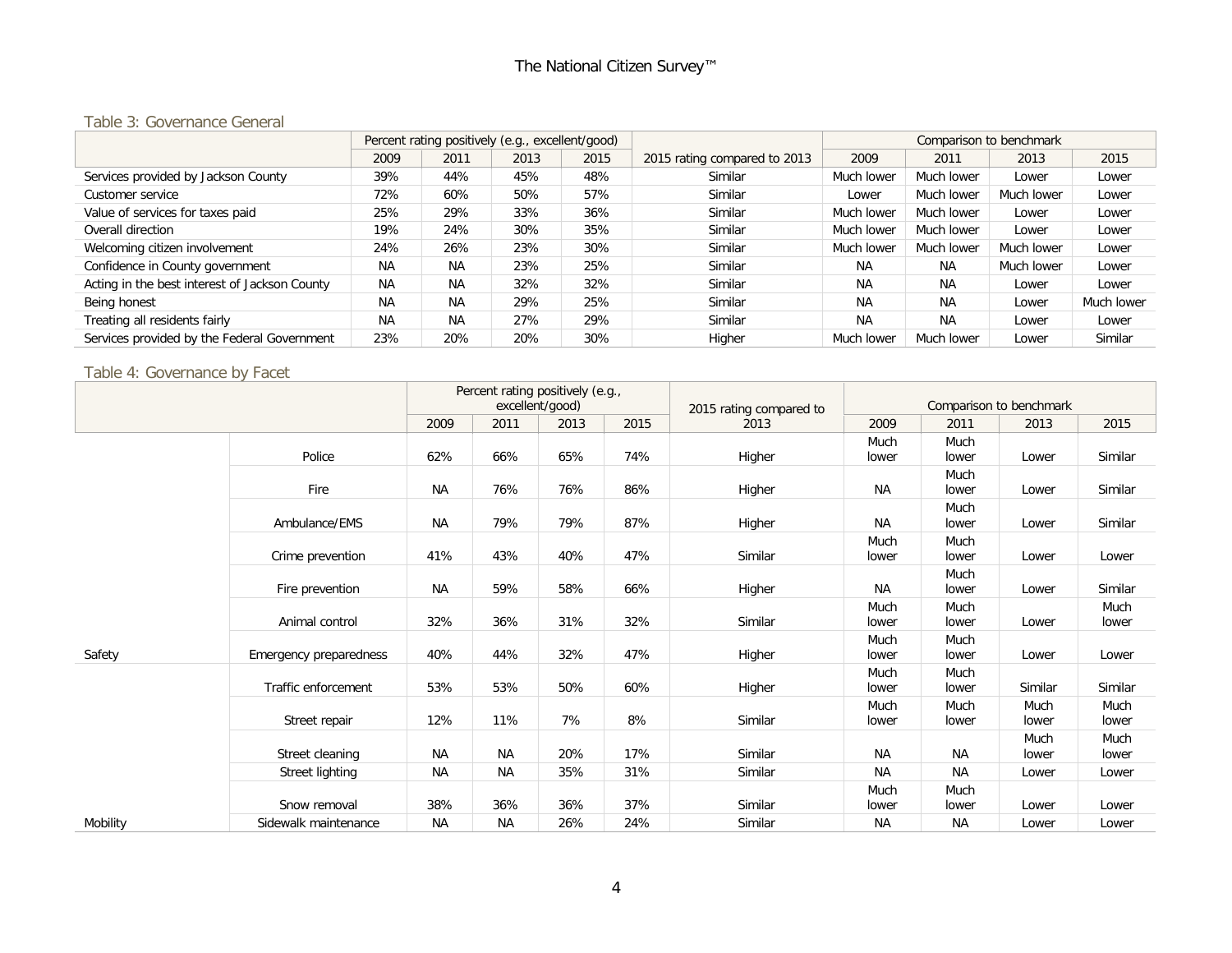### Table 3: Governance General

| | Percent rating positively (e.g., excellent/good) | | | | 2015 rating compared to 2013 | Comparison to benchmark | | | |
|---|---|---|---|---|---|---|---|---|---|
| | 2009 | 2011 | 2013 | 2015 | | 2009 | 2011 | 2013 | 2015 |
| Services provided by Jackson County | 39% | 44% | 45% | 48% | Similar | Much lower | Much lower | Lower | Lower |
| Customer service | 72% | 60% | 50% | 57% | Similar | Lower | Much lower | Much lower | Lower |
| Value of services for taxes paid | 25% | 29% | 33% | 36% | Similar | Much lower | Much lower | Lower | Lower |
| Overall direction | 19% | 24% | 30% | 35% | Similar | Much lower | Much lower | Lower | Lower |
| Welcoming citizen involvement | 24% | 26% | 23% | 30% | Similar | Much lower | Much lower | Much lower | Lower |
| Confidence in County government | NA | NA | 23% | 25% | Similar | NA | NA | Much lower | Lower |
| Acting in the best interest of Jackson County | NA | NA | 32% | 32% | Similar | NA | NA | Lower | Lower |
| Being honest | NA | NA | 29% | 25% | Similar | NA | NA | Lower | Much lower |
| Treating all residents fairly | NA | NA | 27% | 29% | Similar | NA | NA | Lower | Lower |
| Services provided by the Federal Government | 23% | 20% | 20% | 30% | Higher | Much lower | Much lower | Lower | Similar |

### Table 4: Governance by Facet

| | | Percent rating positively (e.g., excellent/good) | | | | 2015 rating compared to 2013 | Comparison to benchmark | | | |
|---|---|---|---|---|---|---|---|---|---|---|
| | | 2009 | 2011 | 2013 | 2015 | | 2009 | 2011 | 2013 | 2015 |
| Safety | Police | 62% | 66% | 65% | 74% | Higher | Much lower | Much lower | Lower | Similar |
| | Fire | NA | 76% | 76% | 86% | Higher | NA | Much lower | Lower | Similar |
| | Ambulance/EMS | NA | 79% | 79% | 87% | Higher | NA | Much lower | Lower | Similar |
| | Crime prevention | 41% | 43% | 40% | 47% | Similar | Much lower | Much lower | Lower | Lower |
| | Fire prevention | NA | 59% | 58% | 66% | Higher | NA | Much lower | Lower | Similar |
| | Animal control | 32% | 36% | 31% | 32% | Similar | Much lower | Much lower | Lower | Much lower |
| | Emergency preparedness | 40% | 44% | 32% | 47% | Higher | Much lower | Much lower | Lower | Lower |
| Mobility | Traffic enforcement | 53% | 53% | 50% | 60% | Higher | Much lower | Much lower | Similar | Similar |
| | Street repair | 12% | 11% | 7% | 8% | Similar | Much lower | Much lower | Much lower | Much lower |
| | Street cleaning | NA | NA | 20% | 17% | Similar | NA | NA | Much lower | Much lower |
| | Street lighting | NA | NA | 35% | 31% | Similar | NA | NA | Lower | Lower |
| | Snow removal | 38% | 36% | 36% | 37% | Similar | Much lower | Much lower | Lower | Lower |
| | Sidewalk maintenance | NA | NA | 26% | 24% | Similar | NA | NA | Lower | Lower |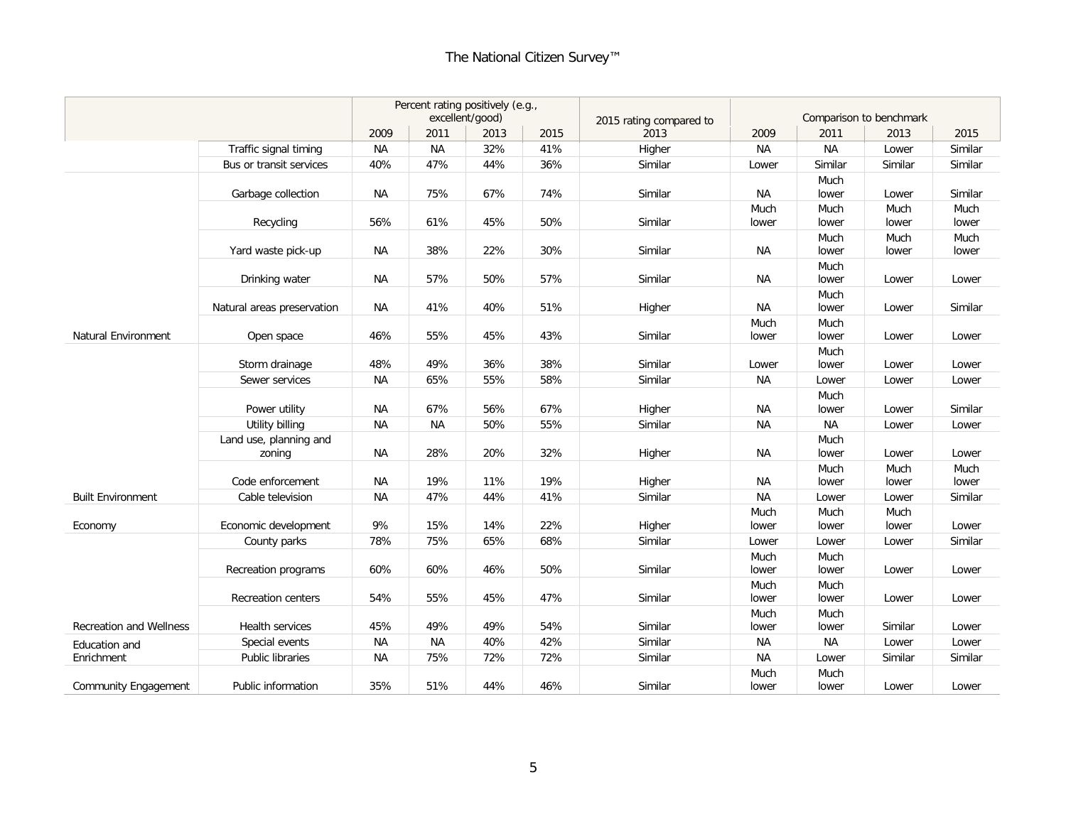| | | Percent rating positively (e.g., excellent/good) | | | | 2015 rating compared to 2013 | Comparison to benchmark | | | |
|---|---|---|---|---|---|---|---|---|---|---|
| | | 2009 | 2011 | 2013 | 2015 | | 2009 | 2011 | 2013 | 2015 |
| | Traffic signal timing | NA | NA | 32% | 41% | Higher | NA | NA | Lower | Similar |
| | Bus or transit services | 40% | 47% | 44% | 36% | Similar | Lower | Similar | Similar | Similar |
| Natural Environment | Garbage collection | NA | 75% | 67% | 74% | Similar | NA | Much lower | Lower | Similar |
| | Recycling | 56% | 61% | 45% | 50% | Similar | Much lower | Much lower | Much lower | Much lower |
| | Yard waste pick-up | NA | 38% | 22% | 30% | Similar | NA | Much lower | Much lower | Much lower |
| | Drinking water | NA | 57% | 50% | 57% | Similar | NA | Much lower | Lower | Lower |
| | Natural areas preservation | NA | 41% | 40% | 51% | Higher | NA | Much lower | Lower | Similar |
| | Open space | 46% | 55% | 45% | 43% | Similar | Much lower | Much lower | Lower | Lower |
| Built Environment | Storm drainage | 48% | 49% | 36% | 38% | Similar | Lower | Much lower | Lower | Lower |
| | Sewer services | NA | 65% | 55% | 58% | Similar | NA | Lower | Lower | Lower |
| | Power utility | NA | 67% | 56% | 67% | Higher | NA | Much lower | Lower | Similar |
| | Utility billing | NA | NA | 50% | 55% | Similar | NA | NA | Lower | Lower |
| | Land use, planning and zoning | NA | 28% | 20% | 32% | Higher | NA | Much lower | Lower | Lower |
| | Code enforcement | NA | 19% | 11% | 19% | Higher | NA | Much lower | Much lower | Much lower |
| | Cable television | NA | 47% | 44% | 41% | Similar | NA | Lower | Lower | Similar |
| Economy | Economic development | 9% | 15% | 14% | 22% | Higher | Much lower | Much lower | Much lower | Lower |
| Recreation and Wellness | County parks | 78% | 75% | 65% | 68% | Similar | Lower | Lower | Lower | Similar |
| | Recreation programs | 60% | 60% | 46% | 50% | Similar | Much lower | Much lower | Lower | Lower |
| | Recreation centers | 54% | 55% | 45% | 47% | Similar | Much lower | Much lower | Lower | Lower |
| | Health services | 45% | 49% | 49% | 54% | Similar | Much lower | Much lower | Similar | Lower |
| Education and Enrichment | Special events | NA | NA | 40% | 42% | Similar | NA | NA | Lower | Lower |
| | Public libraries | NA | 75% | 72% | 72% | Similar | NA | Lower | Similar | Similar |
| Community Engagement | Public information | 35% | 51% | 44% | 46% | Similar | Much lower | Much lower | Lower | Lower |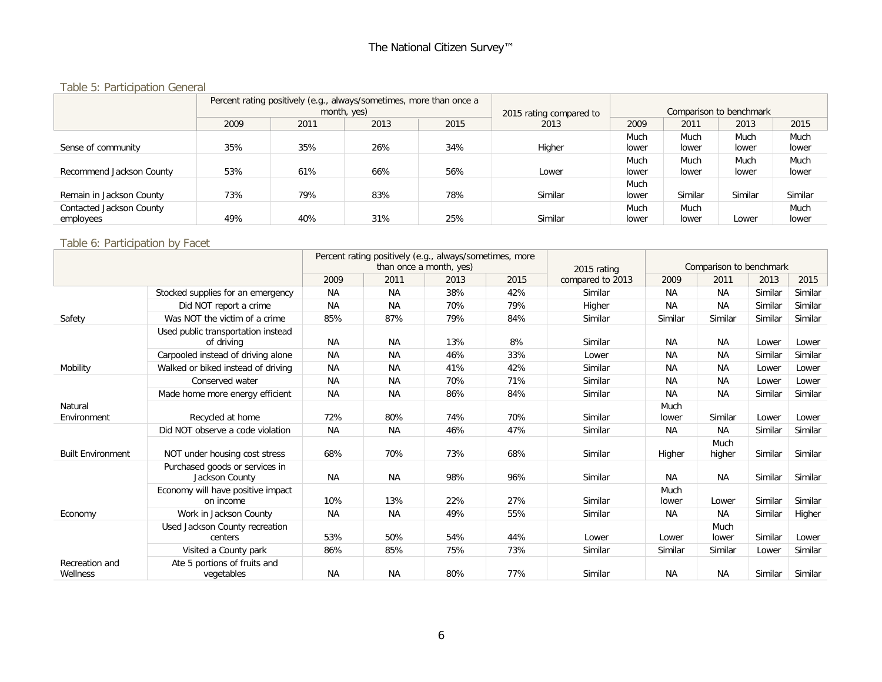### Table 5: Participation General

| | Percent rating positively (e.g., always/sometimes, more than once a month, yes) | | | | 2015 rating compared to 2013 | Comparison to benchmark | | | |
|---|---|---|---|---|---|---|---|---|---|
| | 2009 | 2011 | 2013 | 2015 | | 2009 | 2011 | 2013 | 2015 |
| Sense of community | 35% | 35% | 26% | 34% | Higher | Much lower | Much lower | Much lower | Much lower |
| Recommend Jackson County | 53% | 61% | 66% | 56% | Lower | Much lower | Much lower | Much lower | Much lower |
| Remain in Jackson County | 73% | 79% | 83% | 78% | Similar | Much lower | Similar | Similar | Similar |
| Contacted Jackson County employees | 49% | 40% | 31% | 25% | Similar | Much lower | Much lower | Lower | Much lower |

### Table 6: Participation by Facet

| | | Percent rating positively (e.g., always/sometimes, more than once a month, yes) | | | | 2015 rating compared to 2013 | Comparison to benchmark | | | |
|---|---|---|---|---|---|---|---|---|---|---|
| | | 2009 | 2011 | 2013 | 2015 | | 2009 | 2011 | 2013 | 2015 |
| Safety | Stocked supplies for an emergency | NA | NA | 38% | 42% | Similar | NA | NA | Similar | Similar |
| | Did NOT report a crime | NA | NA | 70% | 79% | Higher | NA | NA | Similar | Similar |
| | Was NOT the victim of a crime | 85% | 87% | 79% | 84% | Similar | Similar | Similar | Similar | Similar |
| Mobility | Used public transportation instead of driving | NA | NA | 13% | 8% | Similar | NA | NA | Lower | Lower |
| | Carpooled instead of driving alone | NA | NA | 46% | 33% | Lower | NA | NA | Similar | Similar |
| | Walked or biked instead of driving | NA | NA | 41% | 42% | Similar | NA | NA | Lower | Lower |
| Natural Environment | Conserved water | NA | NA | 70% | 71% | Similar | NA | NA | Lower | Lower |
| | Made home more energy efficient | NA | NA | 86% | 84% | Similar | NA | NA | Similar | Similar |
| | Recycled at home | 72% | 80% | 74% | 70% | Similar | Much lower | Similar | Lower | Lower |
| Built Environment | Did NOT observe a code violation | NA | NA | 46% | 47% | Similar | NA | NA | Similar | Similar |
| | NOT under housing cost stress | 68% | 70% | 73% | 68% | Similar | Higher | Much higher | Similar | Similar |
| Economy | Purchased goods or services in Jackson County | NA | NA | 98% | 96% | Similar | NA | NA | Similar | Similar |
| | Economy will have positive impact on income | 10% | 13% | 22% | 27% | Similar | Much lower | Lower | Similar | Similar |
| | Work in Jackson County | NA | NA | 49% | 55% | Similar | NA | NA | Similar | Higher |
| Recreation and Wellness | Used Jackson County recreation centers | 53% | 50% | 54% | 44% | Lower | Lower | Much lower | Similar | Lower |
| | Visited a County park | 86% | 85% | 75% | 73% | Similar | Similar | Similar | Lower | Similar |
| | Ate 5 portions of fruits and vegetables | NA | NA | 80% | 77% | Similar | NA | NA | Similar | Similar |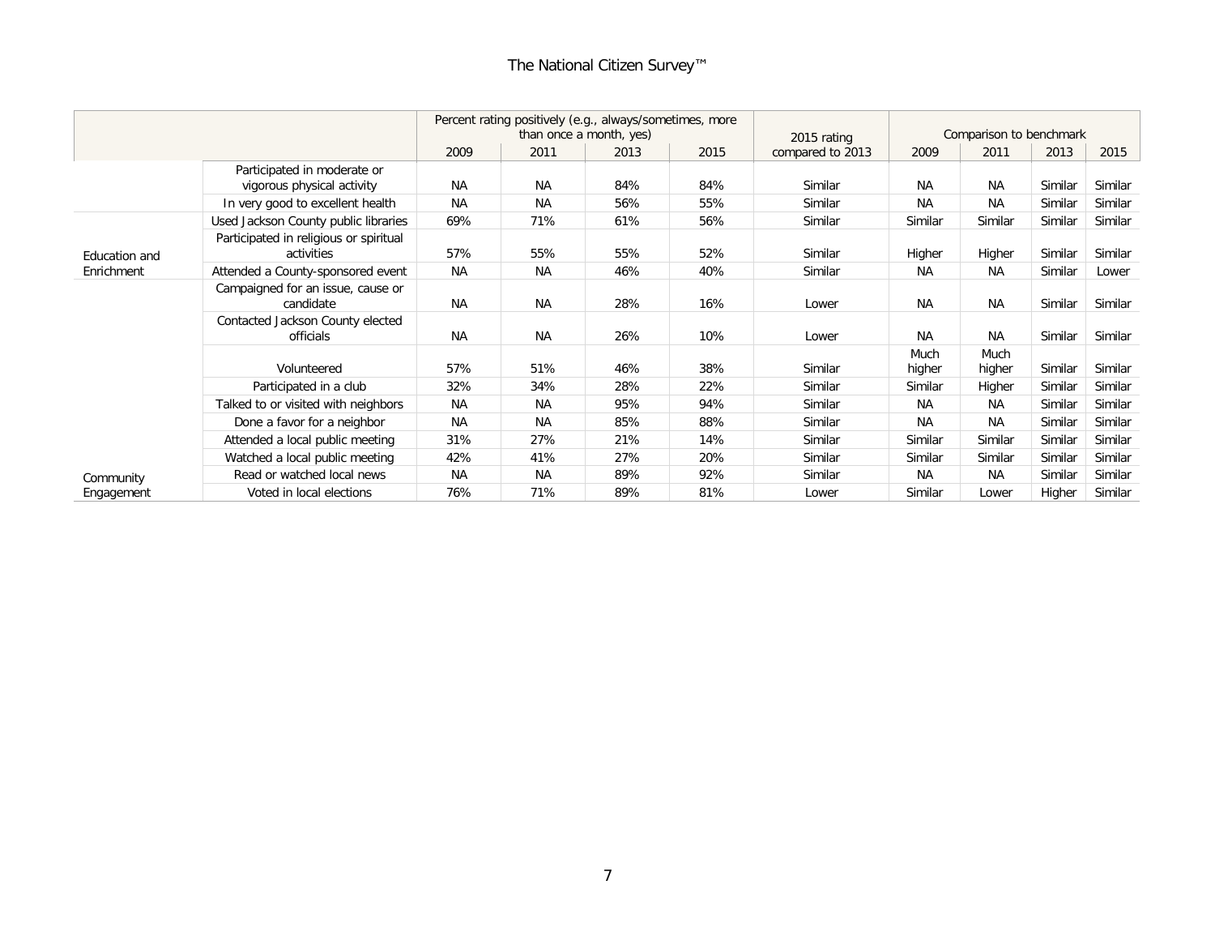| | | Percent rating positively (e.g., always/sometimes, more than once a month, yes) | | | | 2015 rating compared to 2013 | Comparison to benchmark | | | |
|---|---|---|---|---|---|---|---|---|---|---|
| | | 2009 | 2011 | 2013 | 2015 | | 2009 | 2011 | 2013 | 2015 |
| | Participated in moderate or vigorous physical activity | NA | NA | 84% | 84% | Similar | NA | NA | Similar | Similar |
| | In very good to excellent health | NA | NA | 56% | 55% | Similar | NA | NA | Similar | Similar |
| Education and Enrichment | Used Jackson County public libraries | 69% | 71% | 61% | 56% | Similar | Similar | Similar | Similar | Similar |
| | Participated in religious or spiritual activities | 57% | 55% | 55% | 52% | Similar | Higher | Higher | Similar | Similar |
| | Attended a County-sponsored event | NA | NA | 46% | 40% | Similar | NA | NA | Similar | Lower |
| Community Engagement | Campaigned for an issue, cause or candidate | NA | NA | 28% | 16% | Lower | NA | NA | Similar | Similar |
| | Contacted Jackson County elected officials | NA | NA | 26% | 10% | Lower | NA | NA | Similar | Similar |
| | Volunteered | 57% | 51% | 46% | 38% | Similar | Much higher | Much higher | Similar | Similar |
| | Participated in a club | 32% | 34% | 28% | 22% | Similar | Similar | Higher | Similar | Similar |
| | Talked to or visited with neighbors | NA | NA | 95% | 94% | Similar | NA | NA | Similar | Similar |
| | Done a favor for a neighbor | NA | NA | 85% | 88% | Similar | NA | NA | Similar | Similar |
| | Attended a local public meeting | 31% | 27% | 21% | 14% | Similar | Similar | Similar | Similar | Similar |
| | Watched a local public meeting | 42% | 41% | 27% | 20% | Similar | Similar | Similar | Similar | Similar |
| | Read or watched local news | NA | NA | 89% | 92% | Similar | NA | NA | Similar | Similar |
| | Voted in local elections | 76% | 71% | 89% | 81% | Lower | Similar | Lower | Higher | Similar |